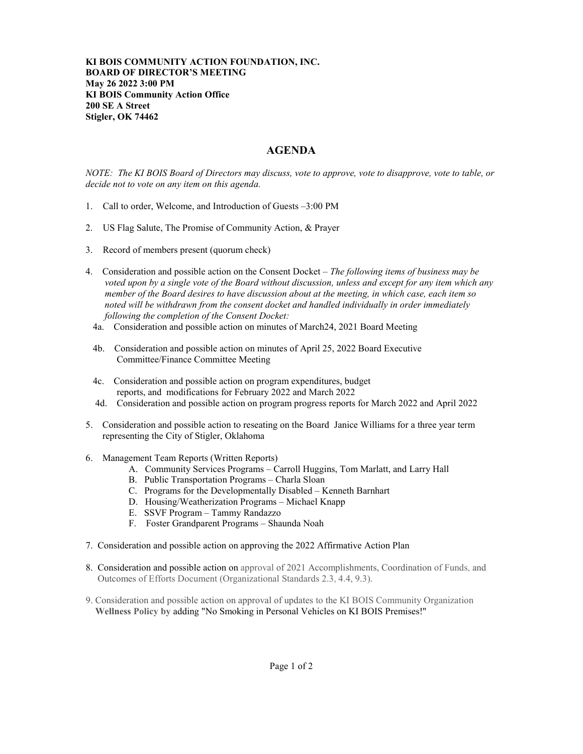**KI BOIS COMMUNITY ACTION FOUNDATION, INC.**
**BOARD OF DIRECTOR'S MEETING**
**May 26 2022 3:00 PM**
**KI BOIS Community Action Office**
**200 SE A Street**
**Stigler, OK 74462**

# AGENDA

*NOTE: The KI BOIS Board of Directors may discuss, vote to approve, vote to disapprove, vote to table, or decide not to vote on any item on this agenda.*

1. Call to order, Welcome, and Introduction of Guests –3:00 PM

2. US Flag Salute, The Promise of Community Action, & Prayer

3. Record of members present (quorum check)

4. Consideration and possible action on the Consent Docket – *The following items of business may be voted upon by a single vote of the Board without discussion, unless and except for any item which any member of the Board desires to have discussion about at the meeting, in which case, each item so noted will be withdrawn from the consent docket and handled individually in order immediately following the completion of the Consent Docket:*
   - 4a. Consideration and possible action on minutes of March24, 2021 Board Meeting
   - 4b. Consideration and possible action on minutes of April 25, 2022 Board Executive Committee/Finance Committee Meeting
   - 4c. Consideration and possible action on program expenditures, budget reports, and modifications for February 2022 and March 2022
   - 4d. Consideration and possible action on program progress reports for March 2022 and April 2022

5. Consideration and possible action to reseating on the Board Janice Williams for a three year term representing the City of Stigler, Oklahoma

6. Management Team Reports (Written Reports)
   - A. Community Services Programs – Carroll Huggins, Tom Marlatt, and Larry Hall
   - B. Public Transportation Programs – Charla Sloan
   - C. Programs for the Developmentally Disabled – Kenneth Barnhart
   - D. Housing/Weatherization Programs – Michael Knapp
   - E. SSVF Program – Tammy Randazzo
   - F. Foster Grandparent Programs – Shaunda Noah

7. Consideration and possible action on approving the 2022 Affirmative Action Plan

8. Consideration and possible action on approval of 2021 Accomplishments, Coordination of Funds, and Outcomes of Efforts Document (Organizational Standards 2.3, 4.4, 9.3).

9. Consideration and possible action on approval of updates to the KI BOIS Community Organization **Wellness Policy by** adding "No Smoking in Personal Vehicles on KI BOIS Premises!"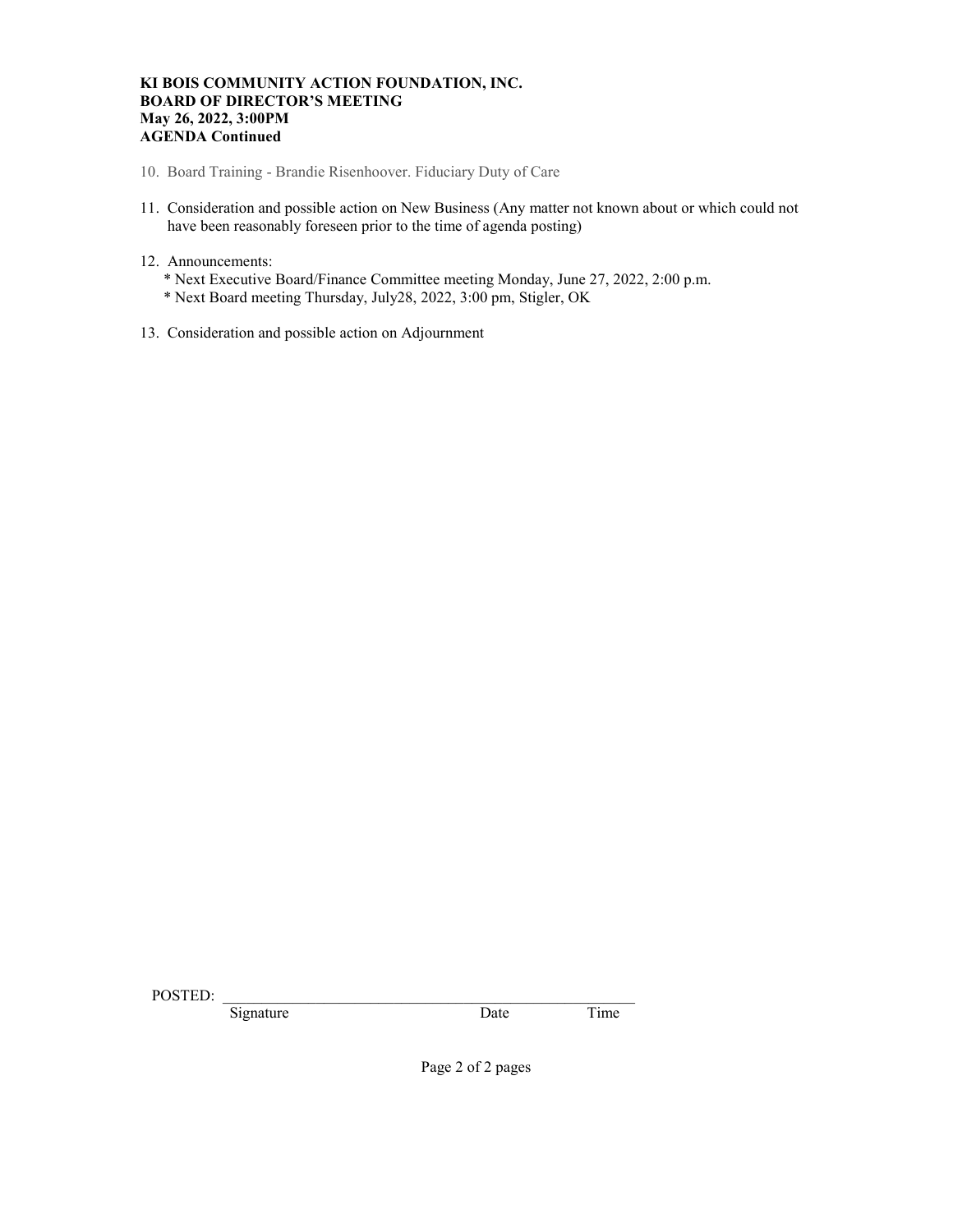**KI BOIS COMMUNITY ACTION FOUNDATION, INC.**
**BOARD OF DIRECTOR'S MEETING**
**May 26, 2022, 3:00PM**
**AGENDA Continued**

10. Board Training - Brandie Risenhoover. Fiduciary Duty of Care

11. Consideration and possible action on New Business (Any matter not known about or which could not have been reasonably foreseen prior to the time of agenda posting)

12. Announcements:
    * Next Executive Board/Finance Committee meeting Monday, June 27, 2022, 2:00 p.m.
    * Next Board meeting Thursday, July28, 2022, 3:00 pm, Stigler, OK

13. Consideration and possible action on Adjournment

POSTED: ______________________________________________________

Signature          Date          Time